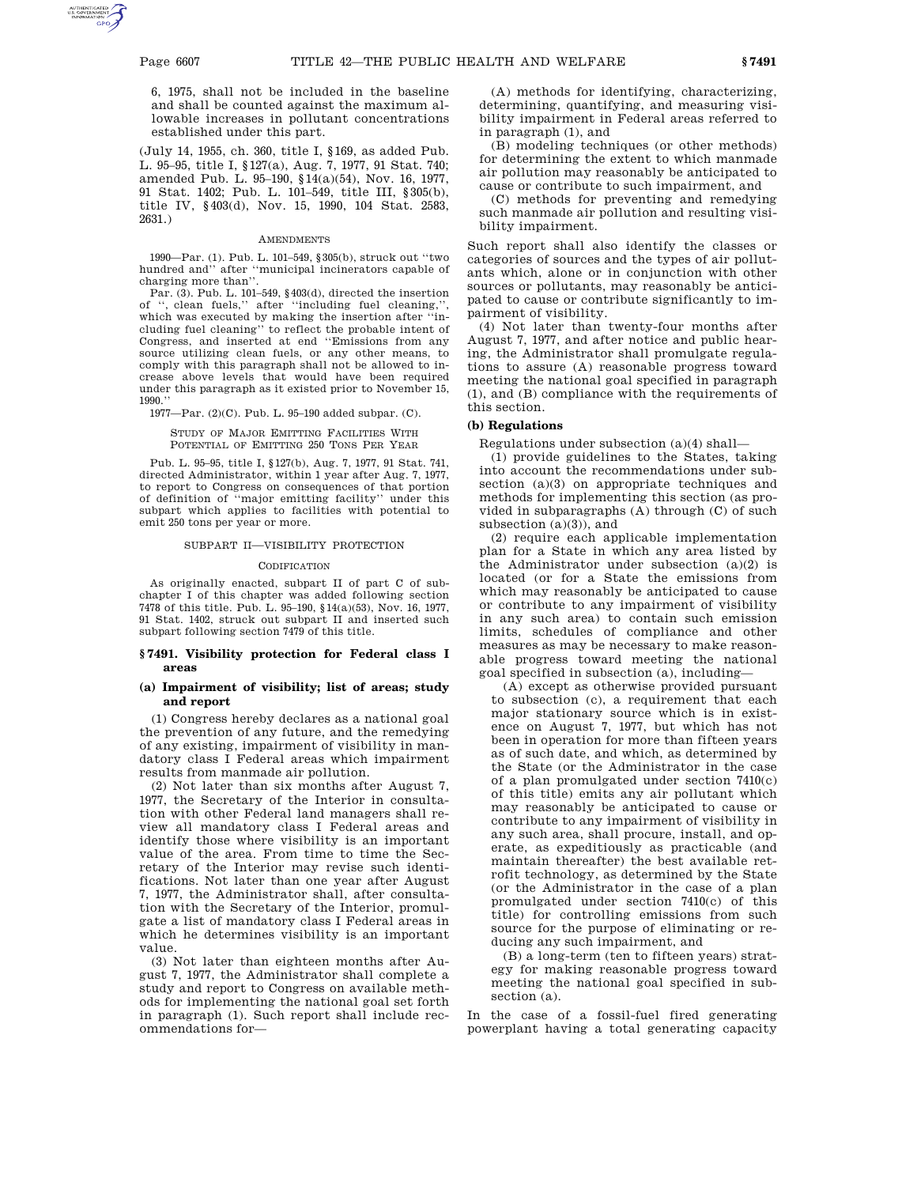6, 1975, shall not be included in the baseline and shall be counted against the maximum allowable increases in pollutant concentrations established under this part.

(July 14, 1955, ch. 360, title I, §169, as added Pub. L. 95–95, title I, §127(a), Aug. 7, 1977, 91 Stat. 740; amended Pub. L. 95–190, §14(a)(54), Nov. 16, 1977, 91 Stat. 1402; Pub. L. 101–549, title III, §305(b), title IV, §403(d), Nov. 15, 1990, 104 Stat. 2583, 2631.)

AMENDMENTS

1990—Par. (1). Pub. L. 101–549, §305(b), struck out ''two hundred and'' after ''municipal incinerators capable of charging more than''.

Par. (3). Pub. L. 101–549, §403(d), directed the insertion of '', clean fuels,'' after ''including fuel cleaning,'', which was executed by making the insertion after ''including fuel cleaning'' to reflect the probable intent of Congress, and inserted at end ''Emissions from any source utilizing clean fuels, or any other means, to comply with this paragraph shall not be allowed to increase above levels that would have been required under this paragraph as it existed prior to November 15, 1990.''

1977—Par. (2)(C). Pub. L. 95–190 added subpar. (C).

STUDY OF MAJOR EMITTING FACILITIES WITH POTENTIAL OF EMITTING 250 TONS PER YEAR

Pub. L. 95–95, title I, §127(b), Aug. 7, 1977, 91 Stat. 741, directed Administrator, within 1 year after Aug. 7, 1977, to report to Congress on consequences of that portion of definition of ''major emitting facility'' under this subpart which applies to facilities with potential to emit 250 tons per year or more.

SUBPART II—VISIBILITY PROTECTION

CODIFICATION

As originally enacted, subpart II of part C of subchapter I of this chapter was added following section 7478 of this title. Pub. L. 95–190, §14(a)(53), Nov. 16, 1977, 91 Stat. 1402, struck out subpart II and inserted such subpart following section 7479 of this title.

### §7491. Visibility protection for Federal class I areas

#### (a) Impairment of visibility; list of areas; study and report

(1) Congress hereby declares as a national goal the prevention of any future, and the remedying of any existing, impairment of visibility in mandatory class I Federal areas which impairment results from manmade air pollution.

(2) Not later than six months after August 7, 1977, the Secretary of the Interior in consultation with other Federal land managers shall review all mandatory class I Federal areas and identify those where visibility is an important value of the area. From time to time the Secretary of the Interior may revise such identifications. Not later than one year after August 7, 1977, the Administrator shall, after consultation with the Secretary of the Interior, promulgate a list of mandatory class I Federal areas in which he determines visibility is an important value.

(3) Not later than eighteen months after August 7, 1977, the Administrator shall complete a study and report to Congress on available methods for implementing the national goal set forth in paragraph (1). Such report shall include recommendations for—

(A) methods for identifying, characterizing, determining, quantifying, and measuring visibility impairment in Federal areas referred to in paragraph (1), and

(B) modeling techniques (or other methods) for determining the extent to which manmade air pollution may reasonably be anticipated to cause or contribute to such impairment, and

(C) methods for preventing and remedying such manmade air pollution and resulting visibility impairment.

Such report shall also identify the classes or categories of sources and the types of air pollutants which, alone or in conjunction with other sources or pollutants, may reasonably be anticipated to cause or contribute significantly to impairment of visibility.

(4) Not later than twenty-four months after August 7, 1977, and after notice and public hearing, the Administrator shall promulgate regulations to assure (A) reasonable progress toward meeting the national goal specified in paragraph (1), and (B) compliance with the requirements of this section.

#### (b) Regulations

Regulations under subsection (a)(4) shall—

(1) provide guidelines to the States, taking into account the recommendations under subsection (a)(3) on appropriate techniques and methods for implementing this section (as provided in subparagraphs (A) through (C) of such subsection (a)(3)), and

(2) require each applicable implementation plan for a State in which any area listed by the Administrator under subsection (a)(2) is located (or for a State the emissions from which may reasonably be anticipated to cause or contribute to any impairment of visibility in any such area) to contain such emission limits, schedules of compliance and other measures as may be necessary to make reasonable progress toward meeting the national goal specified in subsection (a), including—

(A) except as otherwise provided pursuant to subsection (c), a requirement that each major stationary source which is in existence on August 7, 1977, but which has not been in operation for more than fifteen years as of such date, and which, as determined by the State (or the Administrator in the case of a plan promulgated under section 7410(c) of this title) emits any air pollutant which may reasonably be anticipated to cause or contribute to any impairment of visibility in any such area, shall procure, install, and operate, as expeditiously as practicable (and maintain thereafter) the best available retrofit technology, as determined by the State (or the Administrator in the case of a plan promulgated under section 7410(c) of this title) for controlling emissions from such source for the purpose of eliminating or reducing any such impairment, and

(B) a long-term (ten to fifteen years) strategy for making reasonable progress toward meeting the national goal specified in subsection (a).

In the case of a fossil-fuel fired generating powerplant having a total generating capacity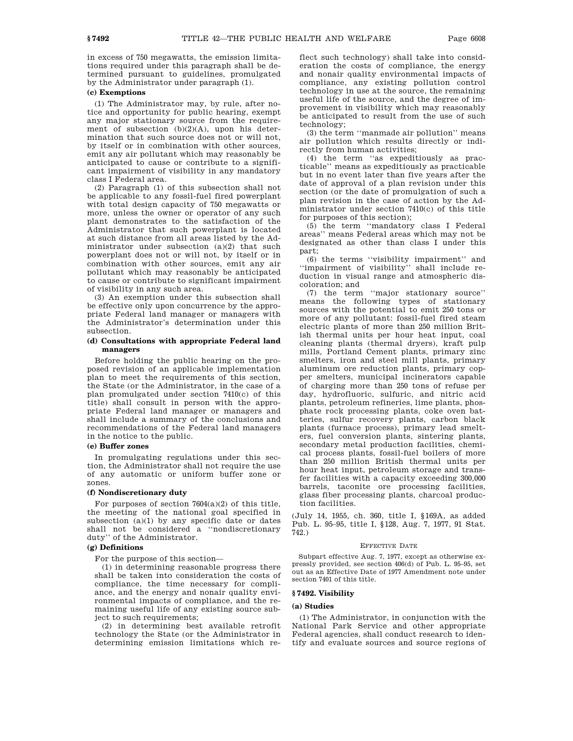in excess of 750 megawatts, the emission limitations required under this paragraph shall be determined pursuant to guidelines, promulgated by the Administrator under paragraph (1).

### (c) Exemptions

(1) The Administrator may, by rule, after notice and opportunity for public hearing, exempt any major stationary source from the requirement of subsection (b)(2)(A), upon his determination that such source does not or will not, by itself or in combination with other sources, emit any air pollutant which may reasonably be anticipated to cause or contribute to a significant impairment of visibility in any mandatory class I Federal area.

(2) Paragraph (1) of this subsection shall not be applicable to any fossil-fuel fired powerplant with total design capacity of 750 megawatts or more, unless the owner or operator of any such plant demonstrates to the satisfaction of the Administrator that such powerplant is located at such distance from all areas listed by the Administrator under subsection (a)(2) that such powerplant does not or will not, by itself or in combination with other sources, emit any air pollutant which may reasonably be anticipated to cause or contribute to significant impairment of visibility in any such area.

(3) An exemption under this subsection shall be effective only upon concurrence by the appropriate Federal land manager or managers with the Administrator's determination under this subsection.

### (d) Consultations with appropriate Federal land managers

Before holding the public hearing on the proposed revision of an applicable implementation plan to meet the requirements of this section, the State (or the Administrator, in the case of a plan promulgated under section 7410(c) of this title) shall consult in person with the appropriate Federal land manager or managers and shall include a summary of the conclusions and recommendations of the Federal land managers in the notice to the public.

### (e) Buffer zones

In promulgating regulations under this section, the Administrator shall not require the use of any automatic or uniform buffer zone or zones.

### (f) Nondiscretionary duty

For purposes of section 7604(a)(2) of this title, the meeting of the national goal specified in subsection (a)(1) by any specific date or dates shall not be considered a "nondiscretionary duty" of the Administrator.

### (g) Definitions

For the purpose of this section—

(1) in determining reasonable progress there shall be taken into consideration the costs of compliance, the time necessary for compliance, and the energy and nonair quality environmental impacts of compliance, and the remaining useful life of any existing source subject to such requirements;

(2) in determining best available retrofit technology the State (or the Administrator in determining emission limitations which reflect such technology) shall take into consideration the costs of compliance, the energy and nonair quality environmental impacts of compliance, any existing pollution control technology in use at the source, the remaining useful life of the source, and the degree of improvement in visibility which may reasonably be anticipated to result from the use of such technology;

(3) the term "manmade air pollution" means air pollution which results directly or indirectly from human activities;

(4) the term "as expeditiously as practicable" means as expeditiously as practicable but in no event later than five years after the date of approval of a plan revision under this section (or the date of promulgation of such a plan revision in the case of action by the Administrator under section 7410(c) of this title for purposes of this section);

(5) the term "mandatory class I Federal areas" means Federal areas which may not be designated as other than class I under this part;

(6) the terms "visibility impairment" and "impairment of visibility" shall include reduction in visual range and atmospheric discoloration; and

(7) the term "major stationary source" means the following types of stationary sources with the potential to emit 250 tons or more of any pollutant: fossil-fuel fired steam electric plants of more than 250 million British thermal units per hour heat input, coal cleaning plants (thermal dryers), kraft pulp mills, Portland Cement plants, primary zinc smelters, iron and steel mill plants, primary aluminum ore reduction plants, primary copper smelters, municipal incinerators capable of charging more than 250 tons of refuse per day, hydrofluoric, sulfuric, and nitric acid plants, petroleum refineries, lime plants, phosphate rock processing plants, coke oven batteries, sulfur recovery plants, carbon black plants (furnace process), primary lead smelters, fuel conversion plants, sintering plants, secondary metal production facilities, chemical process plants, fossil-fuel boilers of more than 250 million British thermal units per hour heat input, petroleum storage and transfer facilities with a capacity exceeding 300,000 barrels, taconite ore processing facilities, glass fiber processing plants, charcoal production facilities.

(July 14, 1955, ch. 360, title I, §169A, as added Pub. L. 95–95, title I, §128, Aug. 7, 1977, 91 Stat. 742.)

#### EFFECTIVE DATE

Subpart effective Aug. 7, 1977, except as otherwise expressly provided, see section 406(d) of Pub. L. 95–95, set out as an Effective Date of 1977 Amendment note under section 7401 of this title.

## § 7492. Visibility

### (a) Studies

(1) The Administrator, in conjunction with the National Park Service and other appropriate Federal agencies, shall conduct research to identify and evaluate sources and source regions of